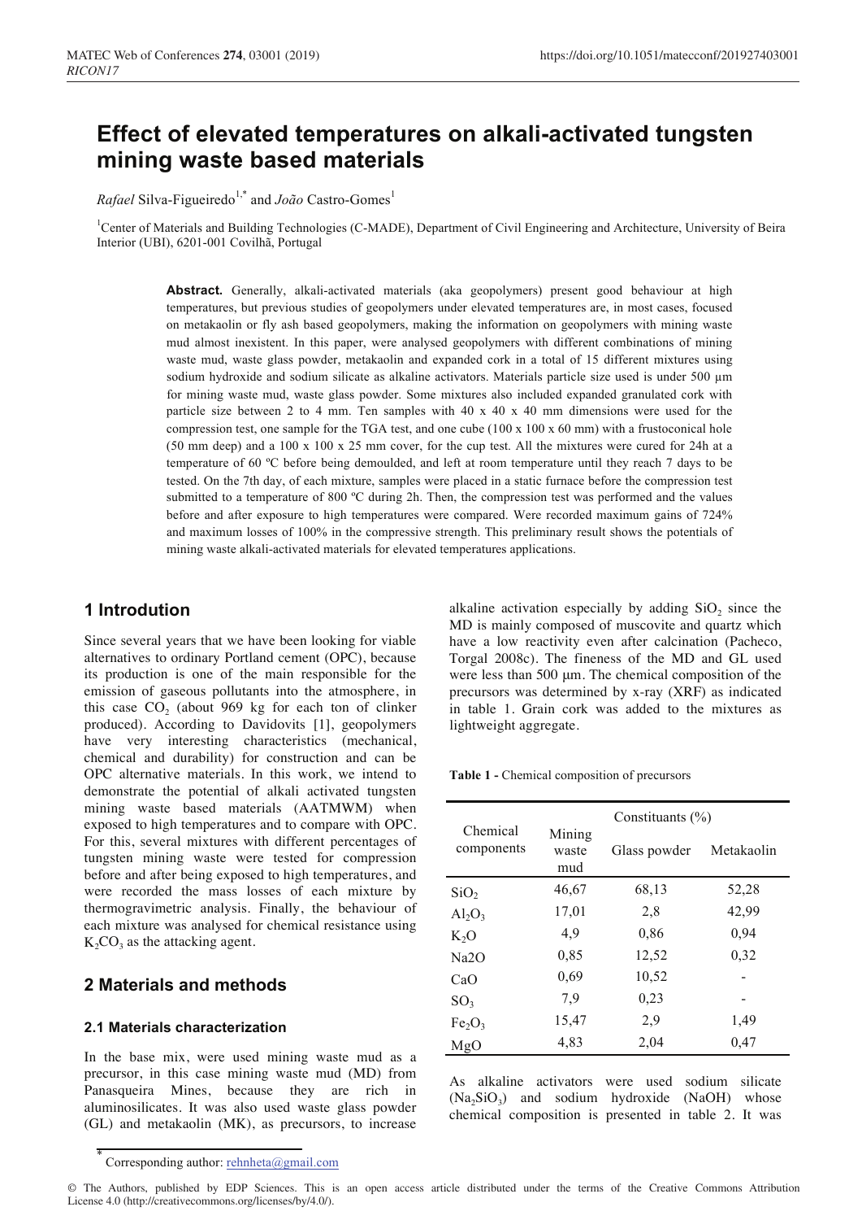# Effect of elevated temperatures on alkali-activated tungsten mining waste based materials

*Rafael* Silva-Figueiredo[1,*] and *João* Castro-Gomes[1]

[1]Center of Materials and Building Technologies (C-MADE), Department of Civil Engineering and Architecture, University of Beira Interior (UBI), 6201-001 Covilhã, Portugal

**Abstract.** Generally, alkali-activated materials (aka geopolymers) present good behaviour at high temperatures, but previous studies of geopolymers under elevated temperatures are, in most cases, focused on metakaolin or fly ash based geopolymers, making the information on geopolymers with mining waste mud almost inexistent. In this paper, were analysed geopolymers with different combinations of mining waste mud, waste glass powder, metakaolin and expanded cork in a total of 15 different mixtures using sodium hydroxide and sodium silicate as alkaline activators. Materials particle size used is under 500 µm for mining waste mud, waste glass powder. Some mixtures also included expanded granulated cork with particle size between 2 to 4 mm. Ten samples with 40 x 40 x 40 mm dimensions were used for the compression test, one sample for the TGA test, and one cube (100 x 100 x 60 mm) with a frustoconical hole (50 mm deep) and a 100 x 100 x 25 mm cover, for the cup test. All the mixtures were cured for 24h at a temperature of 60 ºC before being demoulded, and left at room temperature until they reach 7 days to be tested. On the 7th day, of each mixture, samples were placed in a static furnace before the compression test submitted to a temperature of 800 ºC during 2h. Then, the compression test was performed and the values before and after exposure to high temperatures were compared. Were recorded maximum gains of 724% and maximum losses of 100% in the compressive strength. This preliminary result shows the potentials of mining waste alkali-activated materials for elevated temperatures applications.

## 1 Introdution

Since several years that we have been looking for viable alternatives to ordinary Portland cement (OPC), because its production is one of the main responsible for the emission of gaseous pollutants into the atmosphere, in this case $CO_2$ (about 969 kg for each ton of clinker produced). According to Davidovits [1], geopolymers have very interesting characteristics (mechanical, chemical and durability) for construction and can be OPC alternative materials. In this work, we intend to demonstrate the potential of alkali activated tungsten mining waste based materials (AATMWM) when exposed to high temperatures and to compare with OPC. For this, several mixtures with different percentages of tungsten mining waste were tested for compression before and after being exposed to high temperatures, and were recorded the mass losses of each mixture by thermogravimetric analysis. Finally, the behaviour of each mixture was analysed for chemical resistance using $K_2CO_3$ as the attacking agent.

## 2 Materials and methods

### 2.1 Materials characterization

In the base mix, were used mining waste mud as a precursor, in this case mining waste mud (MD) from Panasqueira Mines, because they are rich in aluminosilicates. It was also used waste glass powder (GL) and metakaolin (MK), as precursors, to increase alkaline activation especially by adding $SiO_2$ since the MD is mainly composed of muscovite and quartz which have a low reactivity even after calcination (Pacheco, Torgal 2008c). The fineness of the MD and GL used were less than 500 µm. The chemical composition of the precursors was determined by x-ray (XRF) as indicated in table 1. Grain cork was added to the mixtures as lightweight aggregate.

**Table 1 -** Chemical composition of precursors

| Chemical components | Constituants (%) | | |
|---|---|---|---|
| | Mining waste mud | Glass powder | Metakaolin |
| $SiO_2$ | 46,67 | 68,13 | 52,28 |
| $Al_2O_3$ | 17,01 | 2,8 | 42,99 |
| $K_2O$ | 4,9 | 0,86 | 0,94 |
| Na2O | 0,85 | 12,52 | 0,32 |
| CaO | 0,69 | 10,52 | - |
| $SO_3$ | 7,9 | 0,23 | - |
| $Fe_2O_3$ | 15,47 | 2,9 | 1,49 |
| MgO | 4,83 | 2,04 | 0,47 |

As alkaline activators were used sodium silicate ($Na_2SiO_3$) and sodium hydroxide (NaOH) whose chemical composition is presented in table 2. It was

* Corresponding author: rehnheta@gmail.com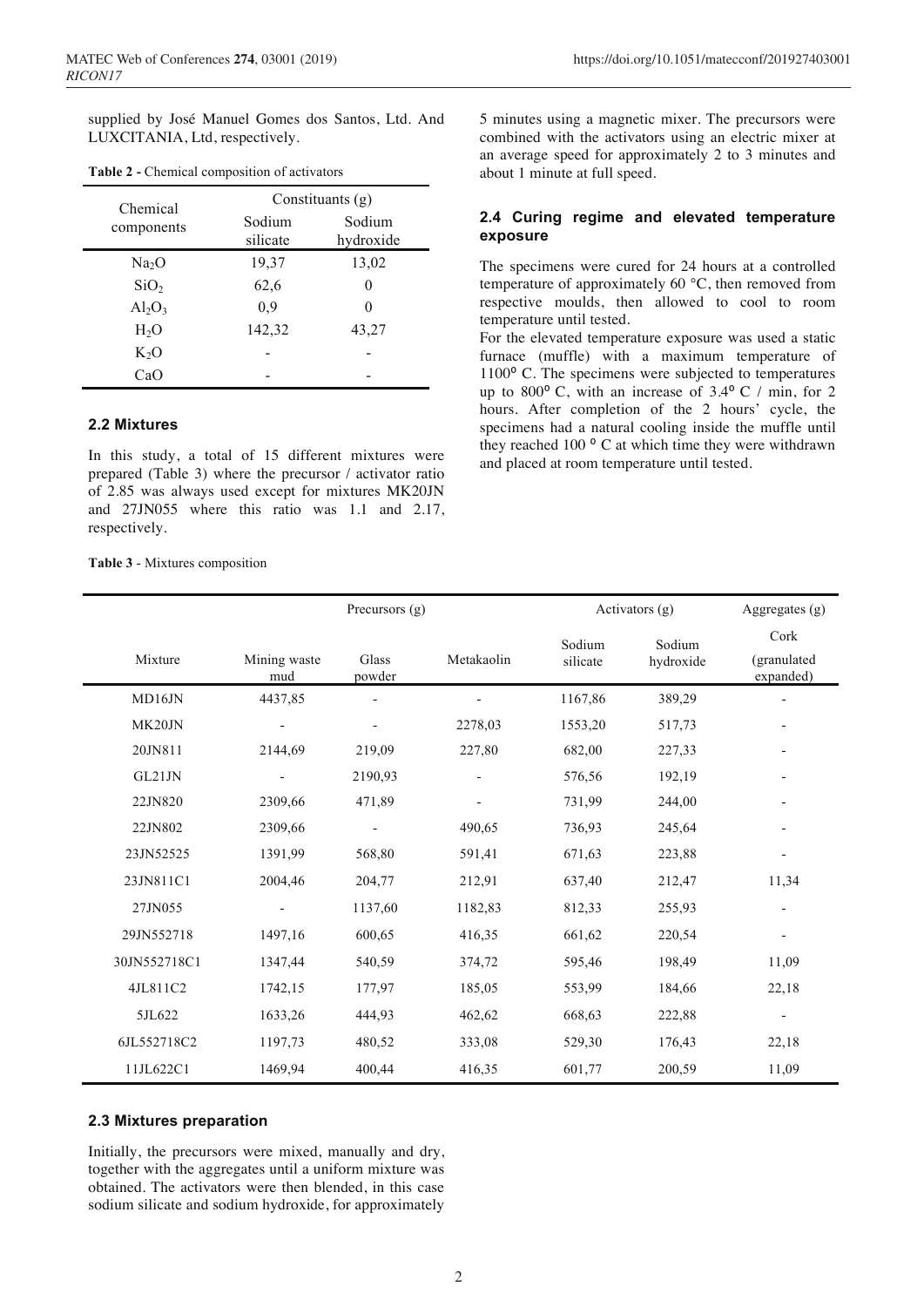supplied by José Manuel Gomes dos Santos, Ltd. And LUXCITANIA, Ltd, respectively.

**Table 2 -** Chemical composition of activators

| Chemical components | Constituants (g) | |
|---|---|---|
| | Sodium silicate | Sodium hydroxide |
| $Na_2O$ | 19,37 | 13,02 |
| $SiO_2$ | 62,6 | 0 |
| $Al_2O_3$ | 0,9 | 0 |
| $H_2O$ | 142,32 | 43,27 |
| $K_2O$ | - | - |
| CaO | - | - |

### 2.2 Mixtures

In this study, a total of 15 different mixtures were prepared (Table 3) where the precursor / activator ratio of 2.85 was always used except for mixtures MK20JN and 27JN055 where this ratio was 1.1 and 2.17, respectively.

**Table 3** - Mixtures composition

| Mixture | Precursors (g) | | | Activators (g) | | Aggregates (g) |
|---|---|---|---|---|---|---|
| | Mining waste mud | Glass powder | Metakaolin | Sodium silicate | Sodium hydroxide | Cork (granulated expanded) |
| MD16JN | 4437,85 | - | - | 1167,86 | 389,29 | - |
| MK20JN | - | - | 2278,03 | 1553,20 | 517,73 | - |
| 20JN811 | 2144,69 | 219,09 | 227,80 | 682,00 | 227,33 | - |
| GL21JN | - | 2190,93 | - | 576,56 | 192,19 | - |
| 22JN820 | 2309,66 | 471,89 | - | 731,99 | 244,00 | - |
| 22JN802 | 2309,66 | - | 490,65 | 736,93 | 245,64 | - |
| 23JN52525 | 1391,99 | 568,80 | 591,41 | 671,63 | 223,88 | - |
| 23JN811C1 | 2004,46 | 204,77 | 212,91 | 637,40 | 212,47 | 11,34 |
| 27JN055 | - | 1137,60 | 1182,83 | 812,33 | 255,93 | - |
| 29JN552718 | 1497,16 | 600,65 | 416,35 | 661,62 | 220,54 | - |
| 30JN552718C1 | 1347,44 | 540,59 | 374,72 | 595,46 | 198,49 | 11,09 |
| 4JL811C2 | 1742,15 | 177,97 | 185,05 | 553,99 | 184,66 | 22,18 |
| 5JL622 | 1633,26 | 444,93 | 462,62 | 668,63 | 222,88 | - |
| 6JL552718C2 | 1197,73 | 480,52 | 333,08 | 529,30 | 176,43 | 22,18 |
| 11JL622C1 | 1469,94 | 400,44 | 416,35 | 601,77 | 200,59 | 11,09 |

### 2.3 Mixtures preparation

Initially, the precursors were mixed, manually and dry, together with the aggregates until a uniform mixture was obtained. The activators were then blended, in this case sodium silicate and sodium hydroxide, for approximately 5 minutes using a magnetic mixer. The precursors were combined with the activators using an electric mixer at an average speed for approximately 2 to 3 minutes and about 1 minute at full speed.

### 2.4 Curing regime and elevated temperature exposure

The specimens were cured for 24 hours at a controlled temperature of approximately 60 °C, then removed from respective moulds, then allowed to cool to room temperature until tested.

For the elevated temperature exposure was used a static furnace (muffle) with a maximum temperature of 1100º C. The specimens were subjected to temperatures up to 800º C, with an increase of 3.4º C / min, for 2 hours. After completion of the 2 hours' cycle, the specimens had a natural cooling inside the muffle until they reached 100 º C at which time they were withdrawn and placed at room temperature until tested.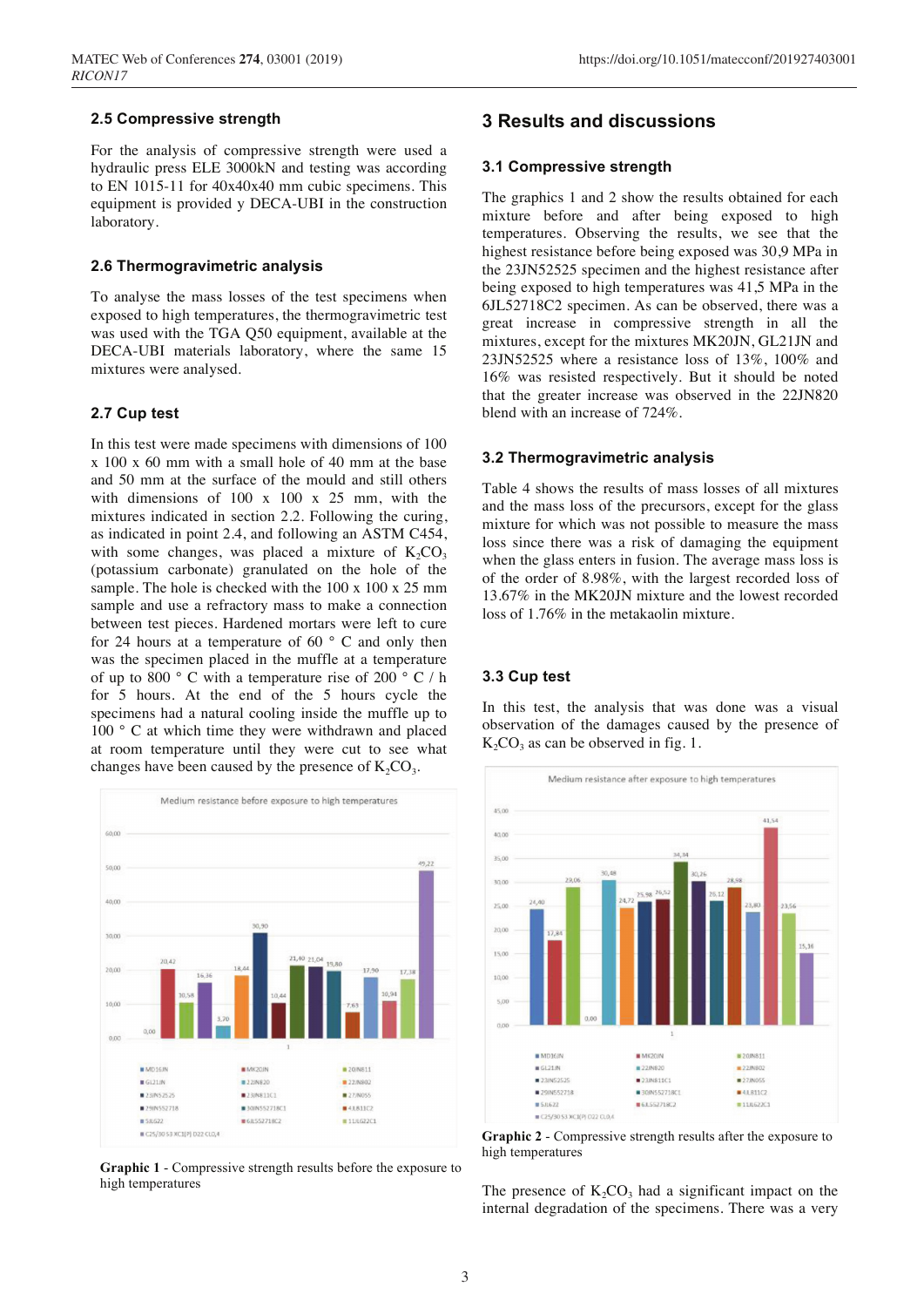## 2.5 Compressive strength

For the analysis of compressive strength were used a hydraulic press ELE 3000kN and testing was according to EN 1015-11 for 40x40x40 mm cubic specimens. This equipment is provided y DECA-UBI in the construction laboratory.

## 2.6 Thermogravimetric analysis

To analyse the mass losses of the test specimens when exposed to high temperatures, the thermogravimetric test was used with the TGA Q50 equipment, available at the DECA-UBI materials laboratory, where the same 15 mixtures were analysed.

## 2.7 Cup test

In this test were made specimens with dimensions of 100 x 100 x 60 mm with a small hole of 40 mm at the base and 50 mm at the surface of the mould and still others with dimensions of 100 x 100 x 25 mm, with the mixtures indicated in section 2.2. Following the curing, as indicated in point 2.4, and following an ASTM C454, with some changes, was placed a mixture of $K_2CO_3$ (potassium carbonate) granulated on the hole of the sample. The hole is checked with the 100 x 100 x 25 mm sample and use a refractory mass to make a connection between test pieces. Hardened mortars were left to cure for 24 hours at a temperature of 60 ° C and only then was the specimen placed in the muffle at a temperature of up to 800 ° C with a temperature rise of 200 ° C / h for 5 hours. At the end of the 5 hours cycle the specimens had a natural cooling inside the muffle up to 100 ° C at which time they were withdrawn and placed at room temperature until they were cut to see what changes have been caused by the presence of $K_2CO_3$.

**Graphic 1** - Compressive strength results before the exposure to high temperatures

# 3 Results and discussions

## 3.1 Compressive strength

The graphics 1 and 2 show the results obtained for each mixture before and after being exposed to high temperatures. Observing the results, we see that the highest resistance before being exposed was 30,9 MPa in the 23JN52525 specimen and the highest resistance after being exposed to high temperatures was 41,5 MPa in the 6JL52718C2 specimen. As can be observed, there was a great increase in compressive strength in all the mixtures, except for the mixtures MK20JN, GL21JN and 23JN52525 where a resistance loss of 13%, 100% and 16% was resisted respectively. But it should be noted that the greater increase was observed in the 22JN820 blend with an increase of 724%.

## 3.2 Thermogravimetric analysis

Table 4 shows the results of mass losses of all mixtures and the mass loss of the precursors, except for the glass mixture for which was not possible to measure the mass loss since there was a risk of damaging the equipment when the glass enters in fusion. The average mass loss is of the order of 8.98%, with the largest recorded loss of 13.67% in the MK20JN mixture and the lowest recorded loss of 1.76% in the metakaolin mixture.

## 3.3 Cup test

In this test, the analysis that was done was a visual observation of the damages caused by the presence of $K_2CO_3$ as can be observed in fig. 1.

**Graphic 2** - Compressive strength results after the exposure to high temperatures

The presence of $K_2CO_3$ had a significant impact on the internal degradation of the specimens. There was a very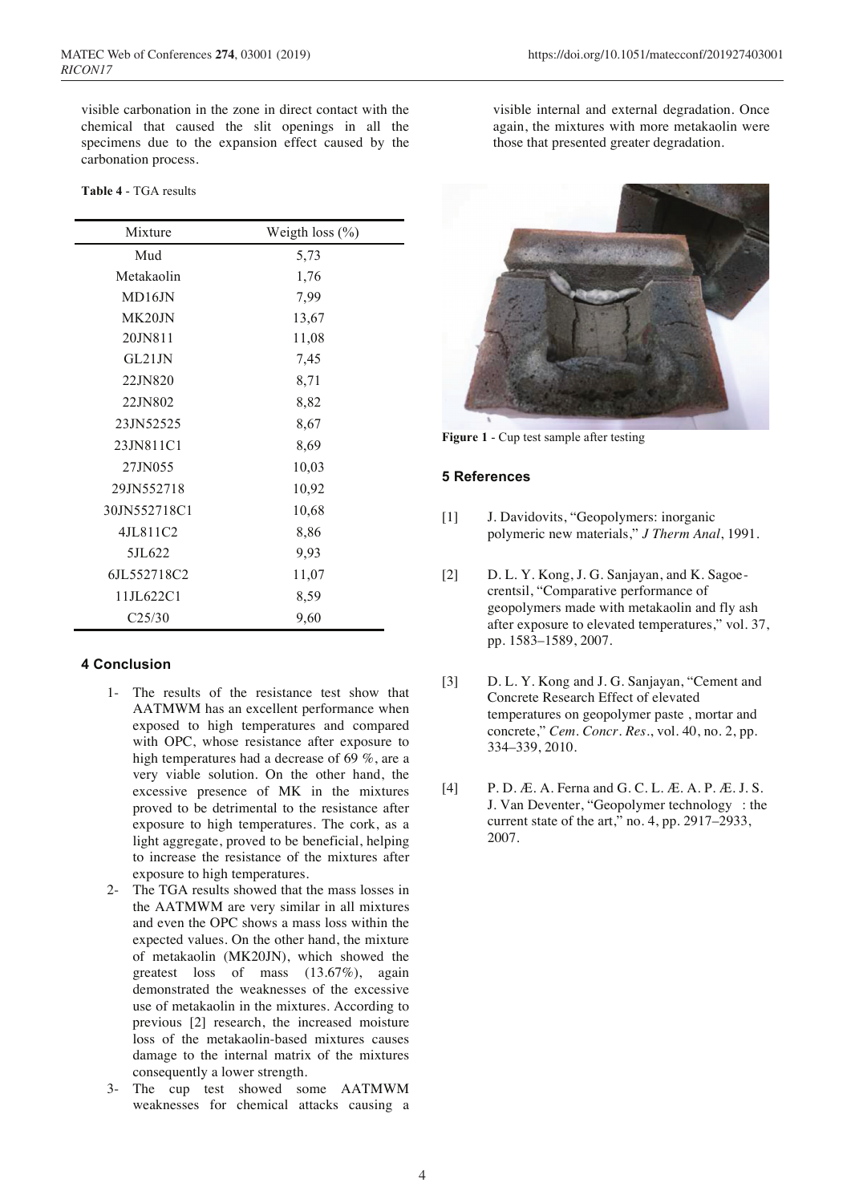visible carbonation in the zone in direct contact with the chemical that caused the slit openings in all the specimens due to the expansion effect caused by the carbonation process.

**Table 4** - TGA results

| Mixture | Weigth loss (%) |
|---|---|
| Mud | 5,73 |
| Metakaolin | 1,76 |
| MD16JN | 7,99 |
| MK20JN | 13,67 |
| 20JN811 | 11,08 |
| GL21JN | 7,45 |
| 22JN820 | 8,71 |
| 22JN802 | 8,82 |
| 23JN52525 | 8,67 |
| 23JN811C1 | 8,69 |
| 27JN055 | 10,03 |
| 29JN552718 | 10,92 |
| 30JN552718C1 | 10,68 |
| 4JL811C2 | 8,86 |
| 5JL622 | 9,93 |
| 6JL552718C2 | 11,07 |
| 11JL622C1 | 8,59 |
| C25/30 | 9,60 |

## 4 Conclusion

1- The results of the resistance test show that AATMWM has an excellent performance when exposed to high temperatures and compared with OPC, whose resistance after exposure to high temperatures had a decrease of 69 %, are a very viable solution. On the other hand, the excessive presence of MK in the mixtures proved to be detrimental to the resistance after exposure to high temperatures. The cork, as a light aggregate, proved to be beneficial, helping to increase the resistance of the mixtures after exposure to high temperatures.

2- The TGA results showed that the mass losses in the AATMWM are very similar in all mixtures and even the OPC shows a mass loss within the expected values. On the other hand, the mixture of metakaolin (MK20JN), which showed the greatest loss of mass (13.67%), again demonstrated the weaknesses of the excessive use of metakaolin in the mixtures. According to previous [2] research, the increased moisture loss of the metakaolin-based mixtures causes damage to the internal matrix of the mixtures consequently a lower strength.

3- The cup test showed some AATMWM weaknesses for chemical attacks causing a visible internal and external degradation. Once again, the mixtures with more metakaolin were those that presented greater degradation.

**Figure 1** - Cup test sample after testing

## 5 References

[1] J. Davidovits, "Geopolymers: inorganic polymeric new materials," *J Therm Anal*, 1991.

[2] D. L. Y. Kong, J. G. Sanjayan, and K. Sagoe-crentsil, "Comparative performance of geopolymers made with metakaolin and fly ash after exposure to elevated temperatures," vol. 37, pp. 1583–1589, 2007.

[3] D. L. Y. Kong and J. G. Sanjayan, "Cement and Concrete Research Effect of elevated temperatures on geopolymer paste , mortar and concrete," *Cem. Concr. Res.*, vol. 40, no. 2, pp. 334–339, 2010.

[4] P. D. Æ. A. Ferna and G. C. L. Æ. A. P. Æ. J. S. J. Van Deventer, "Geopolymer technology : the current state of the art," no. 4, pp. 2917–2933, 2007.